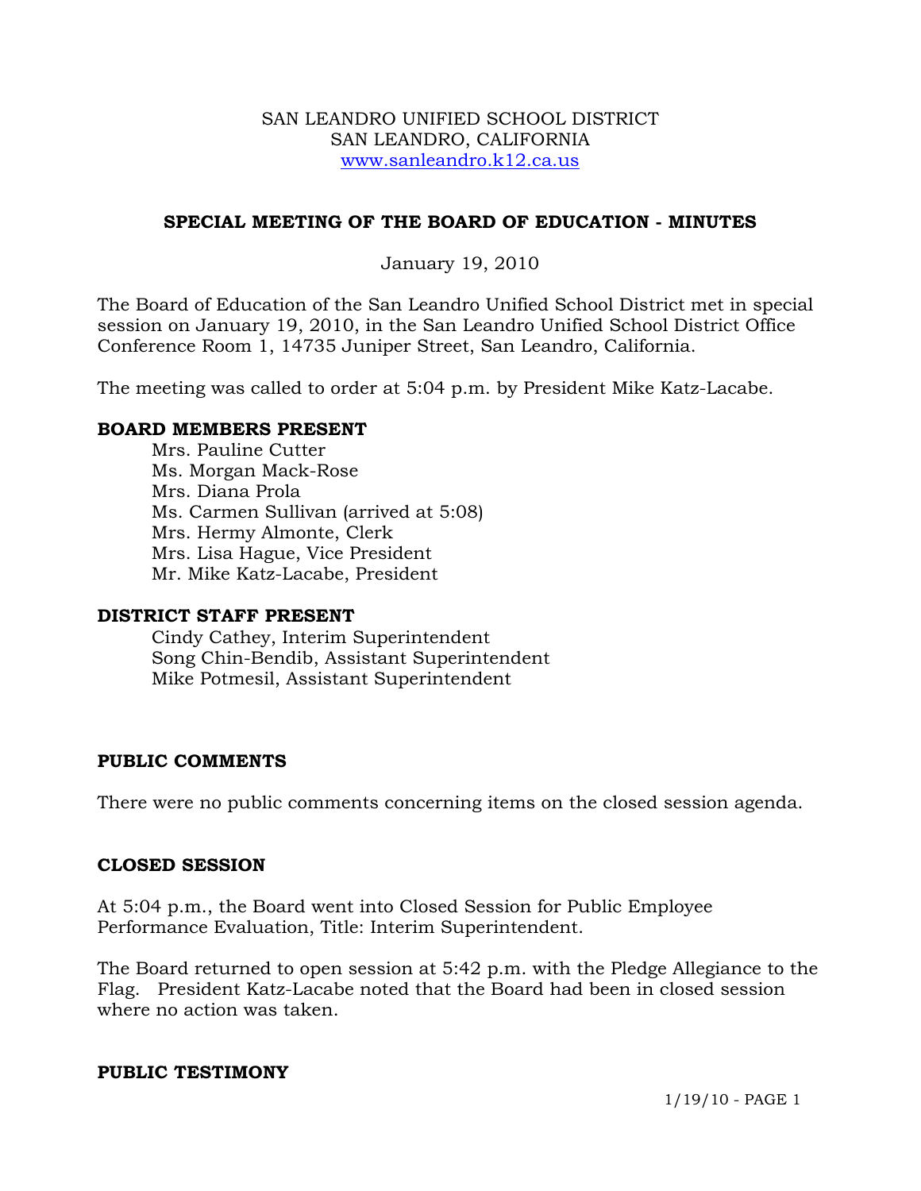SAN LEANDRO UNIFIED SCHOOL DISTRICT
SAN LEANDRO, CALIFORNIA
www.sanleandro.k12.ca.us

## SPECIAL MEETING OF THE BOARD OF EDUCATION - MINUTES

January 19, 2010

The Board of Education of the San Leandro Unified School District met in special session on January 19, 2010, in the San Leandro Unified School District Office Conference Room 1, 14735 Juniper Street, San Leandro, California.

The meeting was called to order at 5:04 p.m. by President Mike Katz-Lacabe.

### BOARD MEMBERS PRESENT

Mrs. Pauline Cutter
Ms. Morgan Mack-Rose
Mrs. Diana Prola
Ms. Carmen Sullivan (arrived at 5:08)
Mrs. Hermy Almonte, Clerk
Mrs. Lisa Hague, Vice President
Mr. Mike Katz-Lacabe, President

### DISTRICT STAFF PRESENT

Cindy Cathey, Interim Superintendent
Song Chin-Bendib, Assistant Superintendent
Mike Potmesil, Assistant Superintendent

### PUBLIC COMMENTS

There were no public comments concerning items on the closed session agenda.

### CLOSED SESSION

At 5:04 p.m., the Board went into Closed Session for Public Employee Performance Evaluation, Title: Interim Superintendent.

The Board returned to open session at 5:42 p.m. with the Pledge Allegiance to the Flag. President Katz-Lacabe noted that the Board had been in closed session where no action was taken.

### PUBLIC TESTIMONY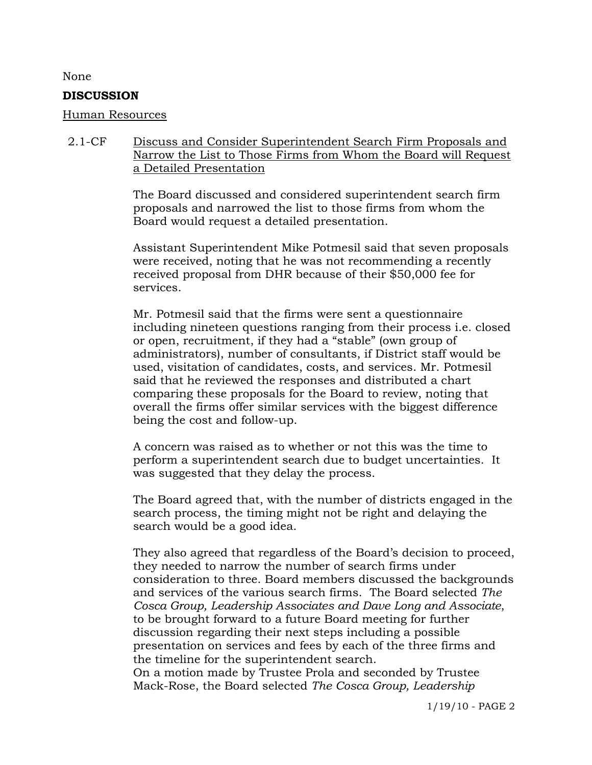None

**DISCUSSION**

Human Resources

2.1-CF Discuss and Consider Superintendent Search Firm Proposals and Narrow the List to Those Firms from Whom the Board will Request a Detailed Presentation

The Board discussed and considered superintendent search firm proposals and narrowed the list to those firms from whom the Board would request a detailed presentation.

Assistant Superintendent Mike Potmesil said that seven proposals were received, noting that he was not recommending a recently received proposal from DHR because of their $50,000 fee for services.

Mr. Potmesil said that the firms were sent a questionnaire including nineteen questions ranging from their process i.e. closed or open, recruitment, if they had a "stable" (own group of administrators), number of consultants, if District staff would be used, visitation of candidates, costs, and services. Mr. Potmesil said that he reviewed the responses and distributed a chart comparing these proposals for the Board to review, noting that overall the firms offer similar services with the biggest difference being the cost and follow-up.

A concern was raised as to whether or not this was the time to perform a superintendent search due to budget uncertainties. It was suggested that they delay the process.

The Board agreed that, with the number of districts engaged in the search process, the timing might not be right and delaying the search would be a good idea.

They also agreed that regardless of the Board's decision to proceed, they needed to narrow the number of search firms under consideration to three. Board members discussed the backgrounds and services of the various search firms. The Board selected *The Cosca Group, Leadership Associates and Dave Long and Associate*, to be brought forward to a future Board meeting for further discussion regarding their next steps including a possible presentation on services and fees by each of the three firms and the timeline for the superintendent search.
On a motion made by Trustee Prola and seconded by Trustee Mack-Rose, the Board selected *The Cosca Group, Leadership*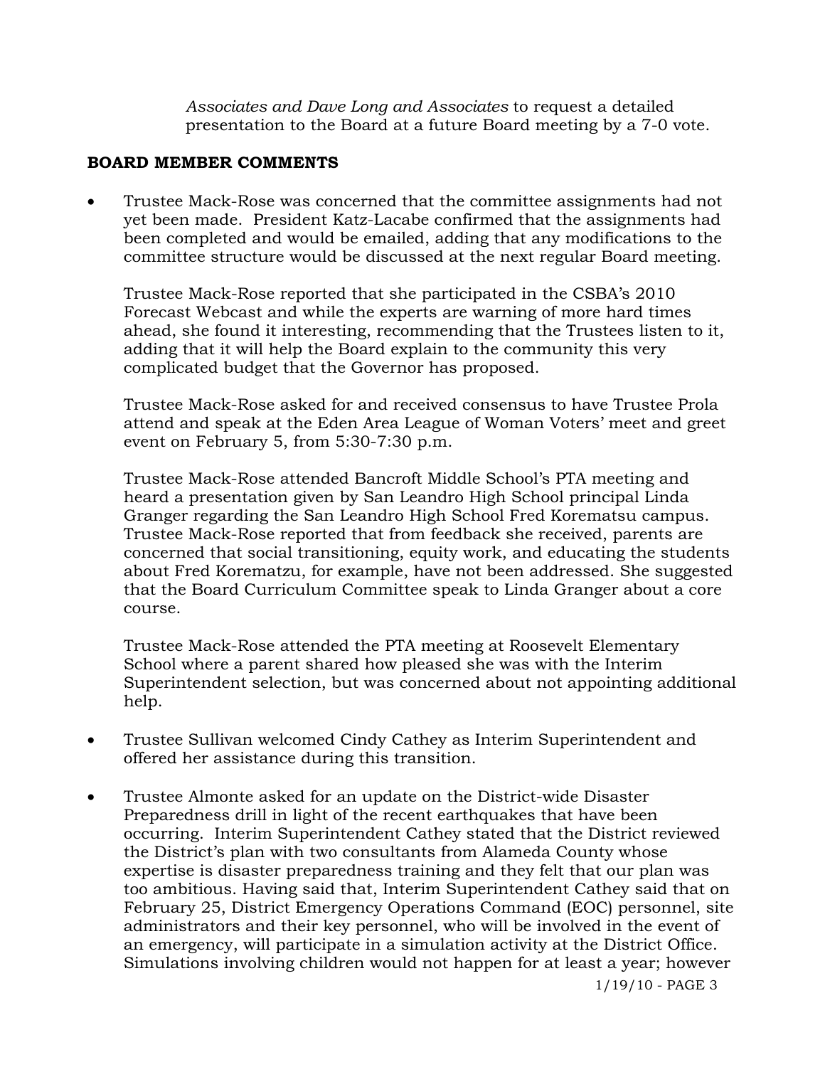*Associates and Dave Long and Associates* to request a detailed presentation to the Board at a future Board meeting by a 7-0 vote.

## BOARD MEMBER COMMENTS

- Trustee Mack-Rose was concerned that the committee assignments had not yet been made. President Katz-Lacabe confirmed that the assignments had been completed and would be emailed, adding that any modifications to the committee structure would be discussed at the next regular Board meeting.

  Trustee Mack-Rose reported that she participated in the CSBA's 2010 Forecast Webcast and while the experts are warning of more hard times ahead, she found it interesting, recommending that the Trustees listen to it, adding that it will help the Board explain to the community this very complicated budget that the Governor has proposed.

  Trustee Mack-Rose asked for and received consensus to have Trustee Prola attend and speak at the Eden Area League of Woman Voters' meet and greet event on February 5, from 5:30-7:30 p.m.

  Trustee Mack-Rose attended Bancroft Middle School's PTA meeting and heard a presentation given by San Leandro High School principal Linda Granger regarding the San Leandro High School Fred Korematsu campus. Trustee Mack-Rose reported that from feedback she received, parents are concerned that social transitioning, equity work, and educating the students about Fred Korematzu, for example, have not been addressed. She suggested that the Board Curriculum Committee speak to Linda Granger about a core course.

  Trustee Mack-Rose attended the PTA meeting at Roosevelt Elementary School where a parent shared how pleased she was with the Interim Superintendent selection, but was concerned about not appointing additional help.

- Trustee Sullivan welcomed Cindy Cathey as Interim Superintendent and offered her assistance during this transition.

- Trustee Almonte asked for an update on the District-wide Disaster Preparedness drill in light of the recent earthquakes that have been occurring. Interim Superintendent Cathey stated that the District reviewed the District's plan with two consultants from Alameda County whose expertise is disaster preparedness training and they felt that our plan was too ambitious. Having said that, Interim Superintendent Cathey said that on February 25, District Emergency Operations Command (EOC) personnel, site administrators and their key personnel, who will be involved in the event of an emergency, will participate in a simulation activity at the District Office. Simulations involving children would not happen for at least a year; however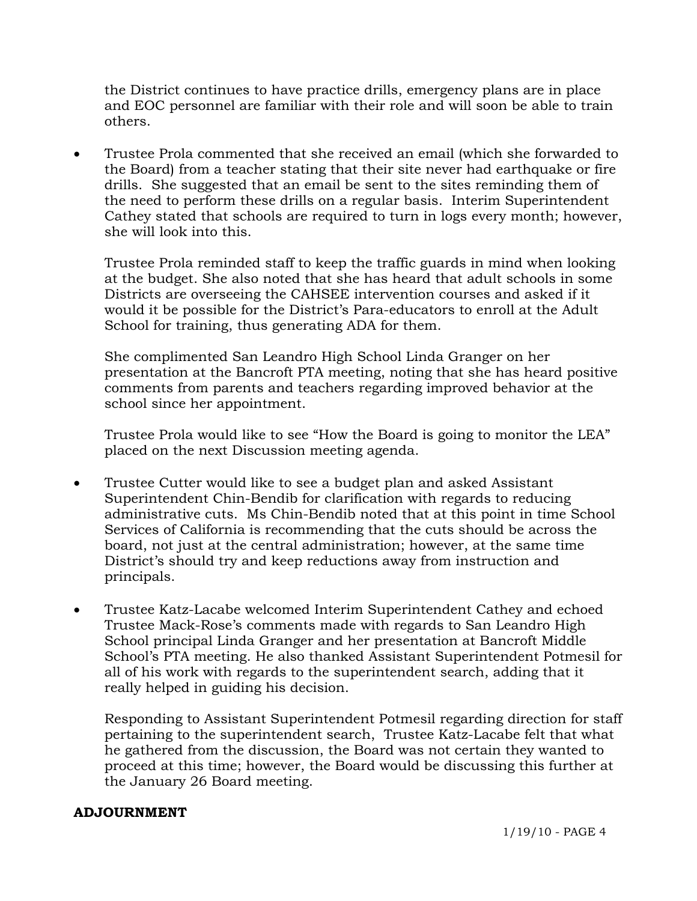the District continues to have practice drills, emergency plans are in place and EOC personnel are familiar with their role and will soon be able to train others.

- Trustee Prola commented that she received an email (which she forwarded to the Board) from a teacher stating that their site never had earthquake or fire drills. She suggested that an email be sent to the sites reminding them of the need to perform these drills on a regular basis. Interim Superintendent Cathey stated that schools are required to turn in logs every month; however, she will look into this.

  Trustee Prola reminded staff to keep the traffic guards in mind when looking at the budget. She also noted that she has heard that adult schools in some Districts are overseeing the CAHSEE intervention courses and asked if it would it be possible for the District's Para-educators to enroll at the Adult School for training, thus generating ADA for them.

  She complimented San Leandro High School Linda Granger on her presentation at the Bancroft PTA meeting, noting that she has heard positive comments from parents and teachers regarding improved behavior at the school since her appointment.

  Trustee Prola would like to see "How the Board is going to monitor the LEA" placed on the next Discussion meeting agenda.

- Trustee Cutter would like to see a budget plan and asked Assistant Superintendent Chin-Bendib for clarification with regards to reducing administrative cuts. Ms Chin-Bendib noted that at this point in time School Services of California is recommending that the cuts should be across the board, not just at the central administration; however, at the same time District's should try and keep reductions away from instruction and principals.

- Trustee Katz-Lacabe welcomed Interim Superintendent Cathey and echoed Trustee Mack-Rose's comments made with regards to San Leandro High School principal Linda Granger and her presentation at Bancroft Middle School's PTA meeting. He also thanked Assistant Superintendent Potmesil for all of his work with regards to the superintendent search, adding that it really helped in guiding his decision.

  Responding to Assistant Superintendent Potmesil regarding direction for staff pertaining to the superintendent search, Trustee Katz-Lacabe felt that what he gathered from the discussion, the Board was not certain they wanted to proceed at this time; however, the Board would be discussing this further at the January 26 Board meeting.

**ADJOURNMENT**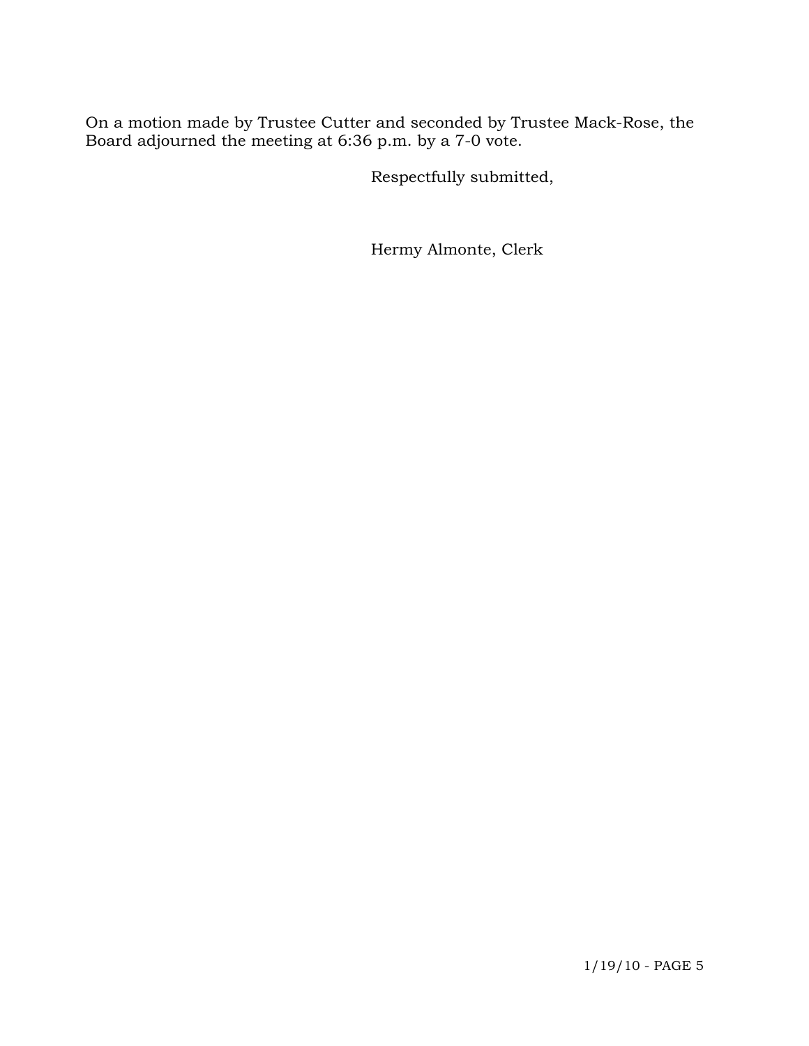On a motion made by Trustee Cutter and seconded by Trustee Mack-Rose, the Board adjourned the meeting at 6:36 p.m. by a 7-0 vote.

Respectfully submitted,

Hermy Almonte, Clerk